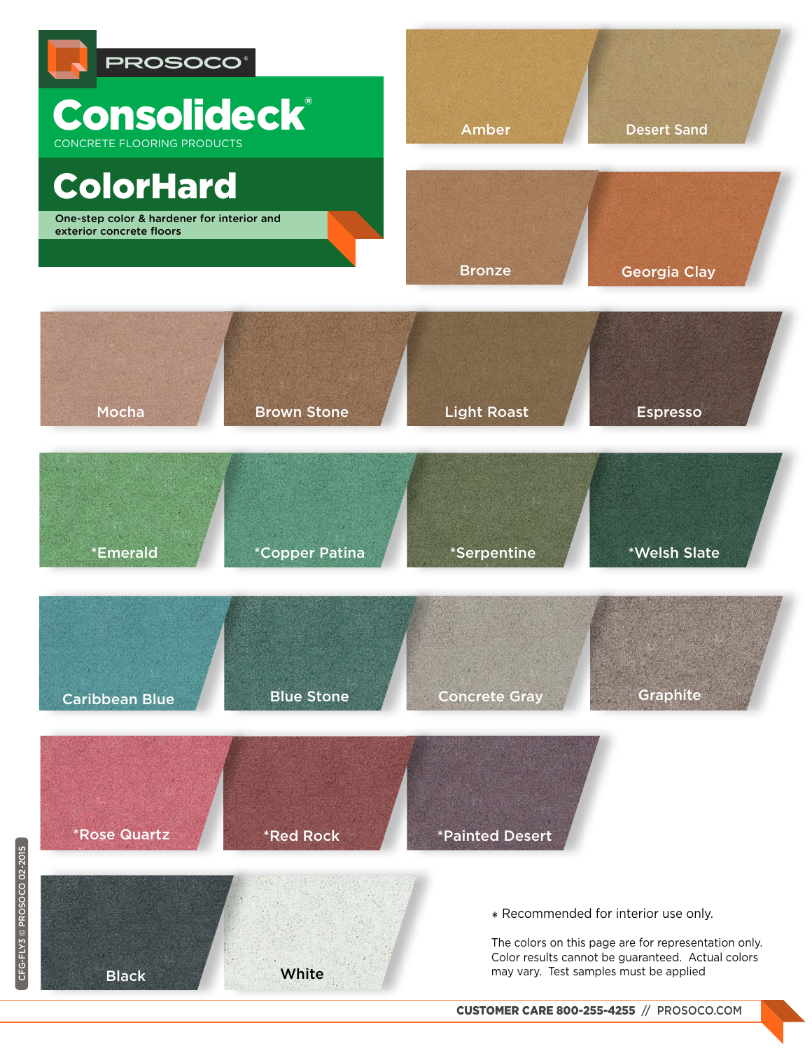PROSOCO®

# Consolideck®

CONCRETE FLOORING PRODUCTS

## ColorHard

One-step color & hardener for interior and exterior concrete floors

Amber

Desert Sand

Bronze

Georgia Clay

Mocha

Brown Stone

Light Roast

Espresso

*Emerald

*Copper Patina

*Serpentine

*Welsh Slate

Caribbean Blue

Blue Stone

Concrete Gray

Graphite

*Rose Quartz

*Red Rock

*Painted Desert

Black

White

* Recommended for interior use only.

The colors on this page are for representation only. Color results cannot be guaranteed. Actual colors may vary. Test samples must be applied

CFG-FLY3 © PROSOCO 02-2015

**CUSTOMER CARE 800-255-4255** // PROSOCO.COM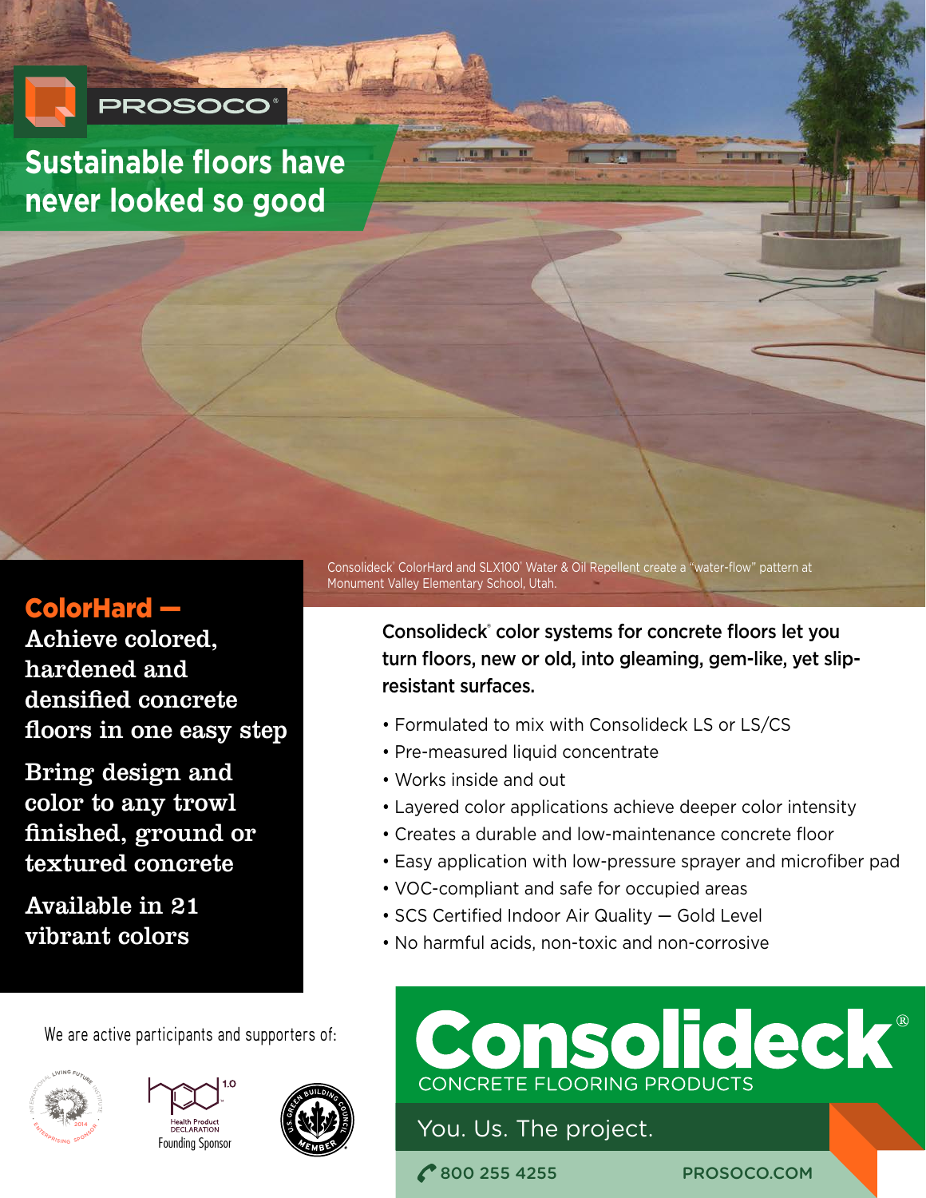PROSOCO®

# Sustainable floors have never looked so good

Consolideck® ColorHard and SLX100® Water & Oil Repellent create a "water-flow" pattern at Monument Valley Elementary School, Utah.

## ColorHard —

**Achieve colored, hardened and densified concrete floors in one easy step**

**Bring design and color to any trowl finished, ground or textured concrete**

**Available in 21 vibrant colors**

**Consolideck® color systems for concrete floors let you turn floors, new or old, into gleaming, gem-like, yet slip-resistant surfaces.**

- Formulated to mix with Consolideck LS or LS/CS
- Pre-measured liquid concentrate
- Works inside and out
- Layered color applications achieve deeper color intensity
- Creates a durable and low-maintenance concrete floor
- Easy application with low-pressure sprayer and microfiber pad
- VOC-compliant and safe for occupied areas
- SCS Certified Indoor Air Quality — Gold Level
- No harmful acids, non-toxic and non-corrosive

We are active participants and supporters of:

International Living Future Institute — 2014 Enterprising Sponsor

Health Product Declaration 1.0 — Founding Sponsor

U.S. Green Building Council — Member

**Consolideck®**
CONCRETE FLOORING PRODUCTS

You. Us. The project.

800 255 4255 PROSOCO.COM